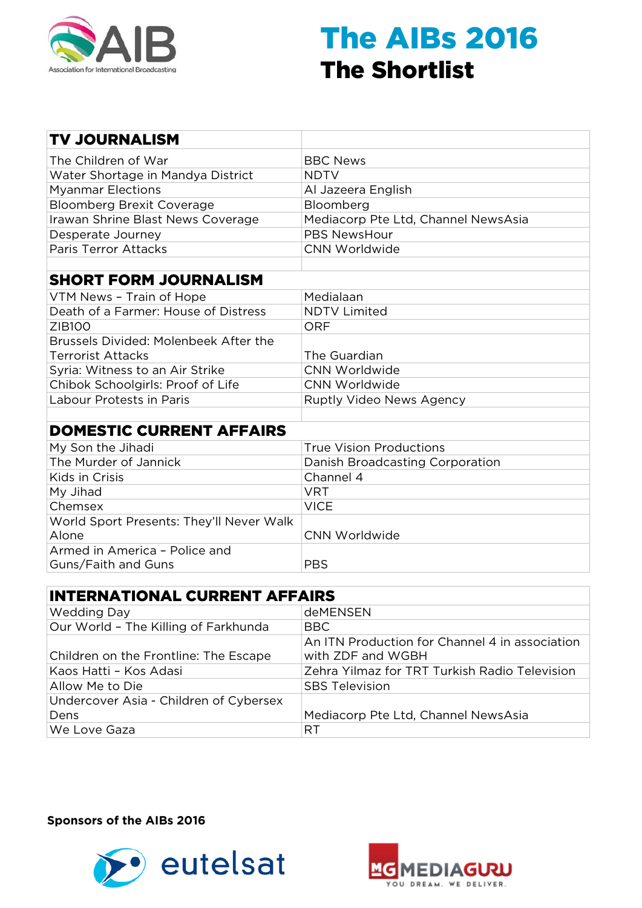# The AIBs 2016

## The Shortlist

| TV JOURNALISM | |
|---|---|
| The Children of War | BBC News |
| Water Shortage in Mandya District | NDTV |
| Myanmar Elections | Al Jazeera English |
| Bloomberg Brexit Coverage | Bloomberg |
| Irawan Shrine Blast News Coverage | Mediacorp Pte Ltd, Channel NewsAsia |
| Desperate Journey | PBS NewsHour |
| Paris Terror Attacks | CNN Worldwide |
| | |
| **SHORT FORM JOURNALISM** | |
| VTM News – Train of Hope | Medialaan |
| Death of a Farmer: House of Distress | NDTV Limited |
| ZIB100 | ORF |
| Brussels Divided: Molenbeek After the Terrorist Attacks | The Guardian |
| Syria: Witness to an Air Strike | CNN Worldwide |
| Chibok Schoolgirls: Proof of Life | CNN Worldwide |
| Labour Protests in Paris | Ruptly Video News Agency |
| | |
| **DOMESTIC CURRENT AFFAIRS** | |
| My Son the Jihadi | True Vision Productions |
| The Murder of Jannick | Danish Broadcasting Corporation |
| Kids in Crisis | Channel 4 |
| My Jihad | VRT |
| Chemsex | VICE |
| World Sport Presents: They'll Never Walk Alone | CNN Worldwide |
| Armed in America – Police and Guns/Faith and Guns | PBS |

| INTERNATIONAL CURRENT AFFAIRS | |
|---|---|
| Wedding Day | deMENSEN |
| Our World – The Killing of Farkhunda | BBC |
| Children on the Frontline: The Escape | An ITN Production for Channel 4 in association with ZDF and WGBH |
| Kaos Hatti – Kos Adasi | Zehra Yilmaz for TRT Turkish Radio Television |
| Allow Me to Die | SBS Television |
| Undercover Asia - Children of Cybersex Dens | Mediacorp Pte Ltd, Channel NewsAsia |
| We Love Gaza | RT |

**Sponsors of the AIBs 2016**

eutelsat

MEDIAGURU – YOU DREAM. WE DELIVER.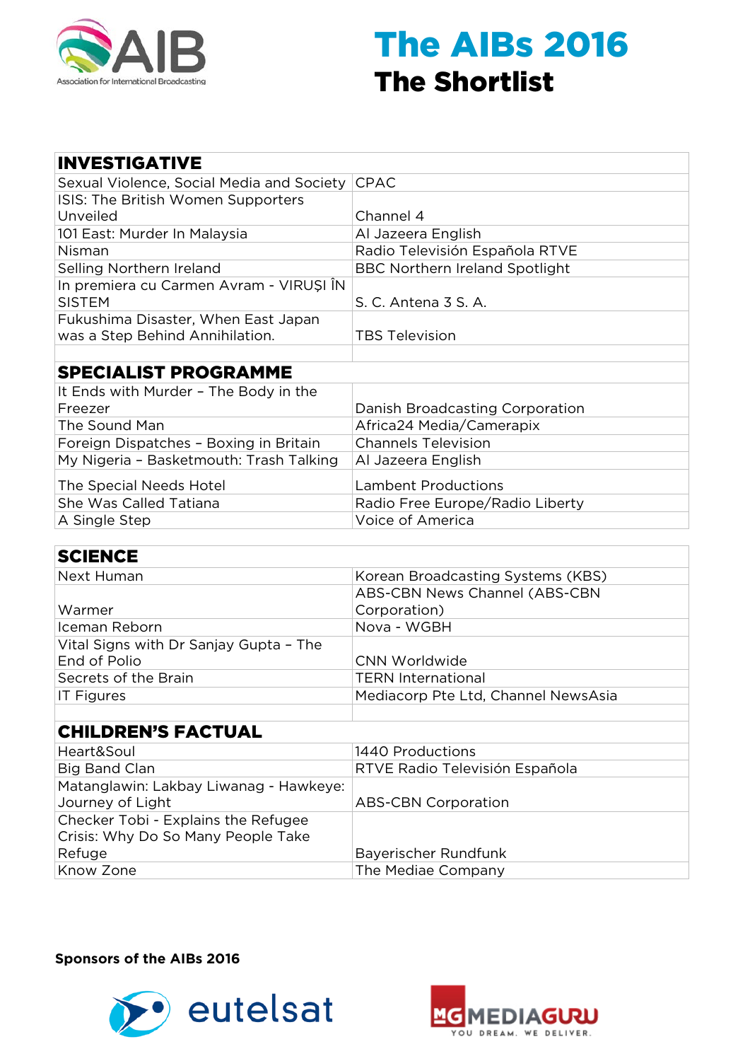# The AIBs 2016

## The Shortlist

| INVESTIGATIVE | |
|---|---|
| Sexual Violence, Social Media and Society | CPAC |
| ISIS: The British Women Supporters Unveiled | Channel 4 |
| 101 East: Murder In Malaysia | Al Jazeera English |
| Nisman | Radio Televisión Española RTVE |
| Selling Northern Ireland | BBC Northern Ireland Spotlight |
| In premiera cu Carmen Avram - VIRUȘI ÎN SISTEM | S. C. Antena 3 S. A. |
| Fukushima Disaster, When East Japan was a Step Behind Annihilation. | TBS Television |

| SPECIALIST PROGRAMME | |
|---|---|
| It Ends with Murder – The Body in the Freezer | Danish Broadcasting Corporation |
| The Sound Man | Africa24 Media/Camerapix |
| Foreign Dispatches – Boxing in Britain | Channels Television |
| My Nigeria – Basketmouth: Trash Talking | Al Jazeera English |
| The Special Needs Hotel | Lambent Productions |
| She Was Called Tatiana | Radio Free Europe/Radio Liberty |
| A Single Step | Voice of America |

| SCIENCE | |
|---|---|
| Next Human | Korean Broadcasting Systems (KBS) |
| Warmer | ABS-CBN News Channel (ABS-CBN Corporation) |
| Iceman Reborn | Nova - WGBH |
| Vital Signs with Dr Sanjay Gupta – The End of Polio | CNN Worldwide |
| Secrets of the Brain | TERN International |
| IT Figures | Mediacorp Pte Ltd, Channel NewsAsia |

| CHILDREN'S FACTUAL | |
|---|---|
| Heart&Soul | 1440 Productions |
| Big Band Clan | RTVE Radio Televisión Española |
| Matanglawin: Lakbay Liwanag - Hawkeye: Journey of Light | ABS-CBN Corporation |
| Checker Tobi - Explains the Refugee Crisis: Why Do So Many People Take Refuge | Bayerischer Rundfunk |
| Know Zone | The Mediae Company |

**Sponsors of the AIBs 2016**

eutelsat

MEDIAGURU YOU DREAM. WE DELIVER.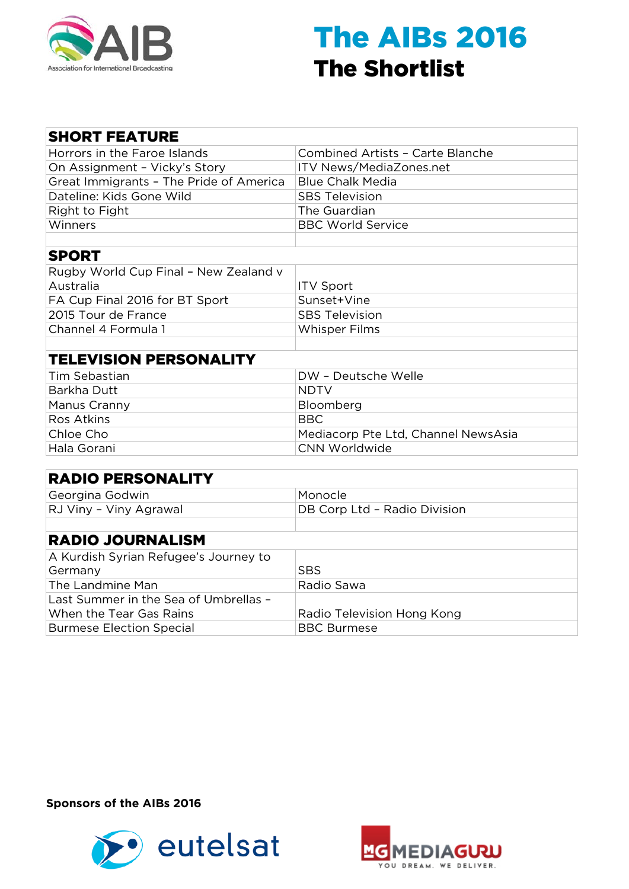# The AIBs 2016

## The Shortlist

| SHORT FEATURE | |
|---|---|
| Horrors in the Faroe Islands | Combined Artists – Carte Blanche |
| On Assignment – Vicky's Story | ITV News/MediaZones.net |
| Great Immigrants – The Pride of America | Blue Chalk Media |
| Dateline: Kids Gone Wild | SBS Television |
| Right to Fight | The Guardian |
| Winners | BBC World Service |

| SPORT | |
|---|---|
| Rugby World Cup Final – New Zealand v Australia | ITV Sport |
| FA Cup Final 2016 for BT Sport | Sunset+Vine |
| 2015 Tour de France | SBS Television |
| Channel 4 Formula 1 | Whisper Films |

| TELEVISION PERSONALITY | |
|---|---|
| Tim Sebastian | DW – Deutsche Welle |
| Barkha Dutt | NDTV |
| Manus Cranny | Bloomberg |
| Ros Atkins | BBC |
| Chloe Cho | Mediacorp Pte Ltd, Channel NewsAsia |
| Hala Gorani | CNN Worldwide |

| RADIO PERSONALITY | |
|---|---|
| Georgina Godwin | Monocle |
| RJ Viny – Viny Agrawal | DB Corp Ltd – Radio Division |

| RADIO JOURNALISM | |
|---|---|
| A Kurdish Syrian Refugee's Journey to Germany | SBS |
| The Landmine Man | Radio Sawa |
| Last Summer in the Sea of Umbrellas – When the Tear Gas Rains | Radio Television Hong Kong |
| Burmese Election Special | BBC Burmese |

**Sponsors of the AIBs 2016**

eutelsat

MEDIAGURU – YOU DREAM. WE DELIVER.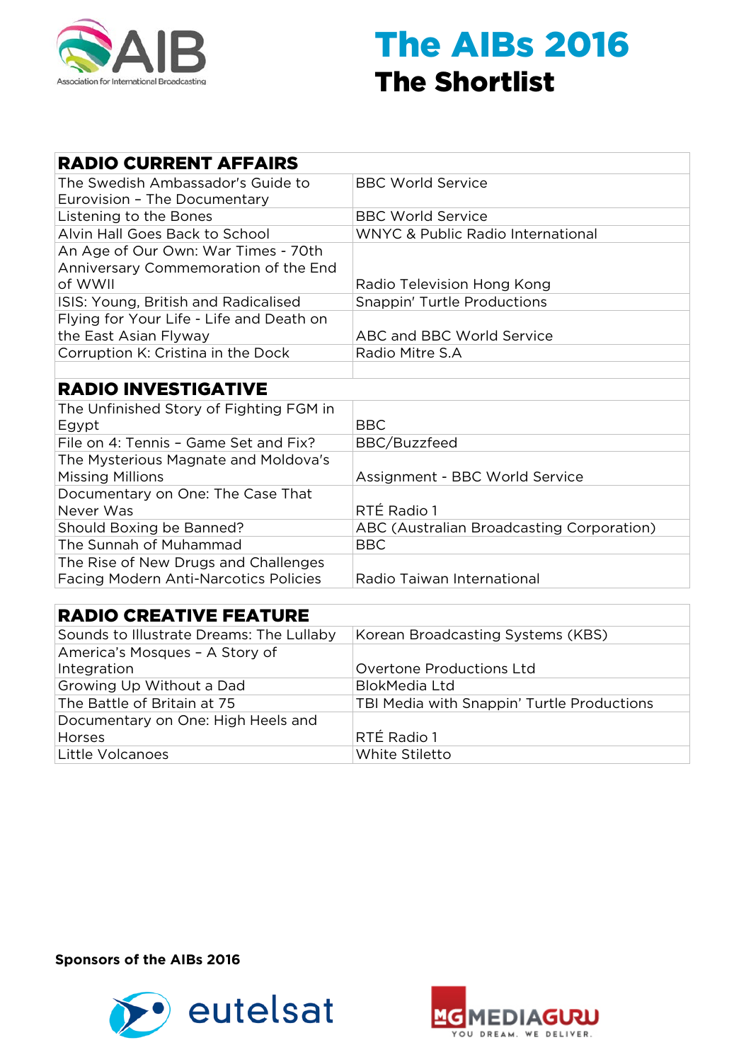# The AIBs 2016

## The Shortlist

| RADIO CURRENT AFFAIRS | |
|---|---|
| The Swedish Ambassador's Guide to Eurovision – The Documentary | BBC World Service |
| Listening to the Bones | BBC World Service |
| Alvin Hall Goes Back to School | WNYC & Public Radio International |
| An Age of Our Own: War Times - 70th Anniversary Commemoration of the End of WWII | Radio Television Hong Kong |
| ISIS: Young, British and Radicalised | Snappin' Turtle Productions |
| Flying for Your Life - Life and Death on the East Asian Flyway | ABC and BBC World Service |
| Corruption K: Cristina in the Dock | Radio Mitre S.A |

| RADIO INVESTIGATIVE | |
|---|---|
| The Unfinished Story of Fighting FGM in Egypt | BBC |
| File on 4: Tennis – Game Set and Fix? | BBC/Buzzfeed |
| The Mysterious Magnate and Moldova's Missing Millions | Assignment - BBC World Service |
| Documentary on One: The Case That Never Was | RTÉ Radio 1 |
| Should Boxing be Banned? | ABC (Australian Broadcasting Corporation) |
| The Sunnah of Muhammad | BBC |
| The Rise of New Drugs and Challenges Facing Modern Anti-Narcotics Policies | Radio Taiwan International |

| RADIO CREATIVE FEATURE | |
|---|---|
| Sounds to Illustrate Dreams: The Lullaby | Korean Broadcasting Systems (KBS) |
| America's Mosques – A Story of Integration | Overtone Productions Ltd |
| Growing Up Without a Dad | BlokMedia Ltd |
| The Battle of Britain at 75 | TBI Media with Snappin' Turtle Productions |
| Documentary on One: High Heels and Horses | RTÉ Radio 1 |
| Little Volcanoes | White Stiletto |

**Sponsors of the AIBs 2016**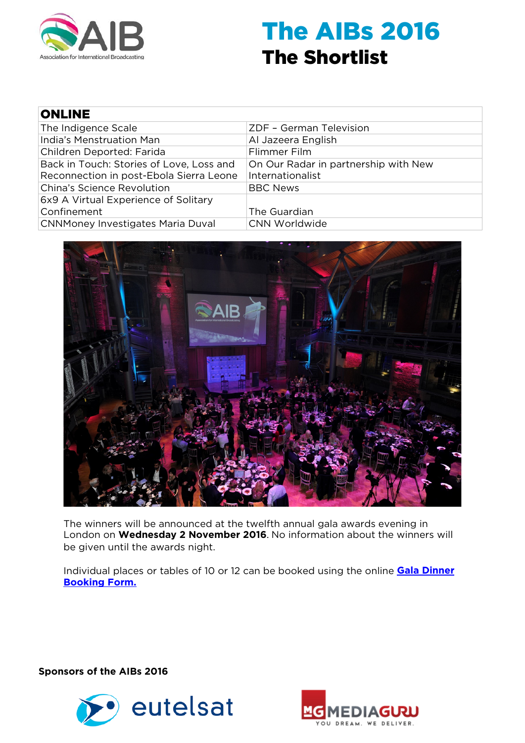# The AIBs 2016

## The Shortlist

| ONLINE | |
|---|---|
| The Indigence Scale | ZDF – German Television |
| India's Menstruation Man | Al Jazeera English |
| Children Deported: Farida | Flimmer Film |
| Back in Touch: Stories of Love, Loss and Reconnection in post-Ebola Sierra Leone | On Our Radar in partnership with New Internationalist |
| China's Science Revolution | BBC News |
| 6x9 A Virtual Experience of Solitary Confinement | The Guardian |
| CNNMoney Investigates Maria Duval | CNN Worldwide |

The winners will be announced at the twelfth annual gala awards evening in London on **Wednesday 2 November 2016**. No information about the winners will be given until the awards night.

Individual places or tables of 10 or 12 can be booked using the online **Gala Dinner Booking Form.**

**Sponsors of the AIBs 2016**

eutelsat

MEDIAGURU YOU DREAM. WE DELIVER.